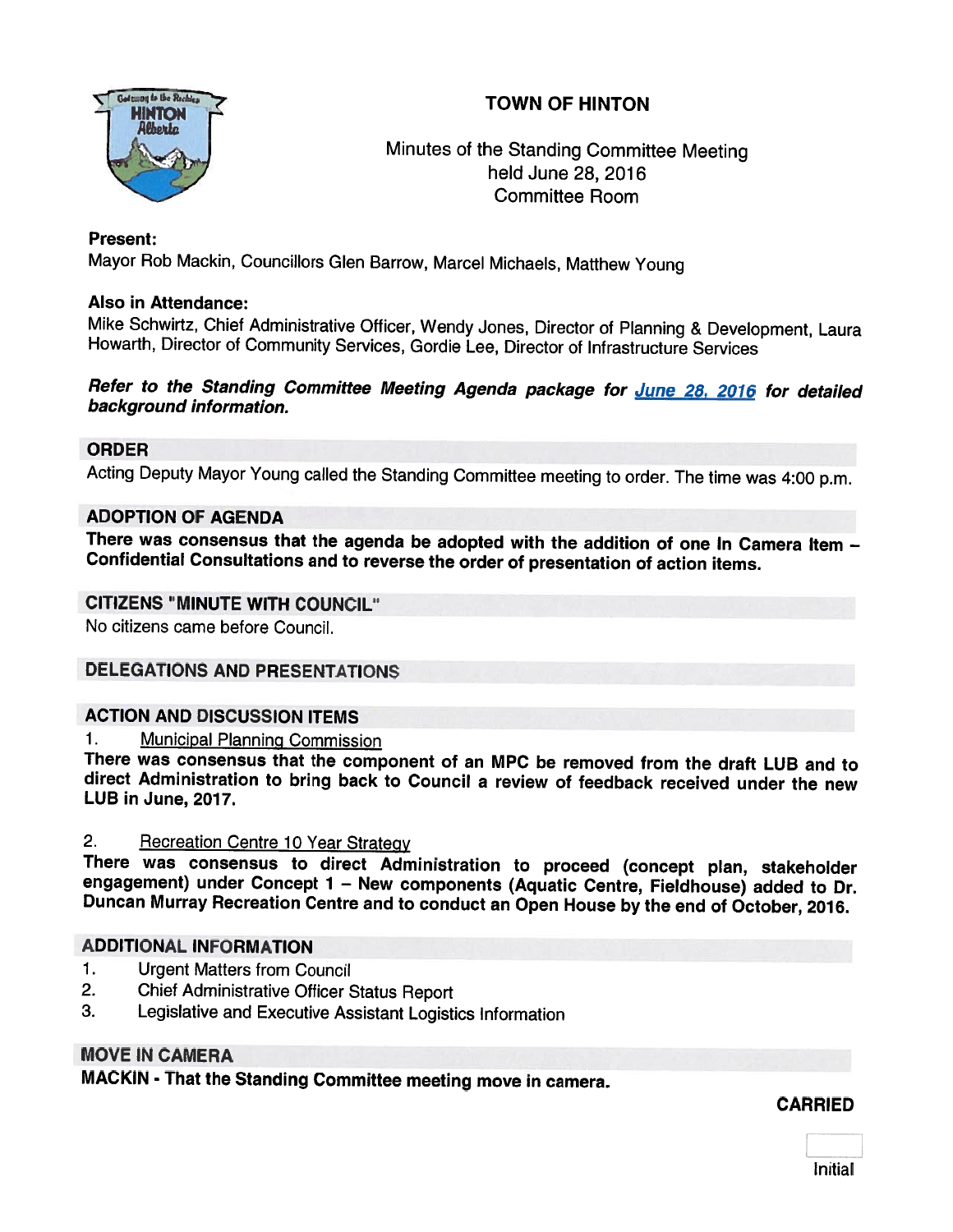# TOWN OF HINTON

Minutes of the Standing Committee Meeting
held June 28, 2016
Committee Room

**Present:**
Mayor Rob Mackin, Councillors Glen Barrow, Marcel Michaels, Matthew Young

**Also in Attendance:**
Mike Schwirtz, Chief Administrative Officer, Wendy Jones, Director of Planning & Development, Laura Howarth, Director of Community Services, Gordie Lee, Director of Infrastructure Services

***Refer to the Standing Committee Meeting Agenda package for June 28, 2016 for detailed background information.***

## ORDER

Acting Deputy Mayor Young called the Standing Committee meeting to order. The time was 4:00 p.m.

## ADOPTION OF AGENDA

**There was consensus that the agenda be adopted with the addition of one In Camera Item – Confidential Consultations and to reverse the order of presentation of action items.**

## CITIZENS "MINUTE WITH COUNCIL"

No citizens came before Council.

## DELEGATIONS AND PRESENTATIONS

## ACTION AND DISCUSSION ITEMS

1. Municipal Planning Commission

**There was consensus that the component of an MPC be removed from the draft LUB and to direct Administration to bring back to Council a review of feedback received under the new LUB in June, 2017.**

2. Recreation Centre 10 Year Strategy

**There was consensus to direct Administration to proceed (concept plan, stakeholder engagement) under Concept 1 – New components (Aquatic Centre, Fieldhouse) added to Dr. Duncan Murray Recreation Centre and to conduct an Open House by the end of October, 2016.**

## ADDITIONAL INFORMATION

1. Urgent Matters from Council
2. Chief Administrative Officer Status Report
3. Legislative and Executive Assistant Logistics Information

## MOVE IN CAMERA

**MACKIN - That the Standing Committee meeting move in camera.**

**CARRIED**

Initial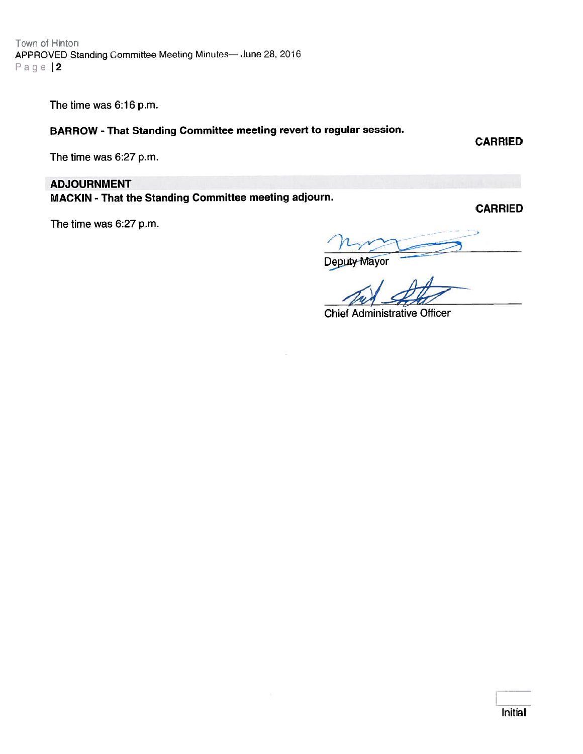The time was 6:16 p.m.

**BARROW - That Standing Committee meeting revert to regular session.**

**CARRIED**

The time was 6:27 p.m.

## ADJOURNMENT

**MACKIN - That the Standing Committee meeting adjourn.**

**CARRIED**

The time was 6:27 p.m.

Deputy Mayor

Chief Administrative Officer

Initial